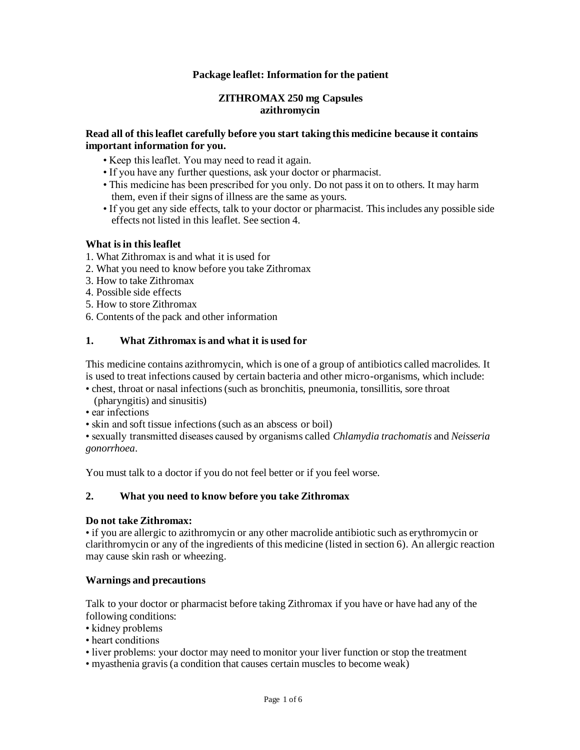# Package leaflet: Information for the patient

## ZITHROMAX 250 mg Capsules
## azithromycin

**Read all of this leaflet carefully before you start taking this medicine because it contains important information for you.**

- Keep this leaflet. You may need to read it again.
- If you have any further questions, ask your doctor or pharmacist.
- This medicine has been prescribed for you only. Do not pass it on to others. It may harm them, even if their signs of illness are the same as yours.
- If you get any side effects, talk to your doctor or pharmacist. This includes any possible side effects not listed in this leaflet. See section 4.

### What is in this leaflet

1. What Zithromax is and what it is used for
2. What you need to know before you take Zithromax
3. How to take Zithromax
4. Possible side effects
5. How to store Zithromax
6. Contents of the pack and other information

### 1. What Zithromax is and what it is used for

This medicine contains azithromycin, which is one of a group of antibiotics called macrolides. It is used to treat infections caused by certain bacteria and other micro-organisms, which include:

- chest, throat or nasal infections (such as bronchitis, pneumonia, tonsillitis, sore throat (pharyngitis) and sinusitis)
- ear infections
- skin and soft tissue infections (such as an abscess or boil)
- sexually transmitted diseases caused by organisms called *Chlamydia trachomatis* and *Neisseria gonorrhoea*.

You must talk to a doctor if you do not feel better or if you feel worse.

### 2. What you need to know before you take Zithromax

**Do not take Zithromax:**

- if you are allergic to azithromycin or any other macrolide antibiotic such as erythromycin or clarithromycin or any of the ingredients of this medicine (listed in section 6). An allergic reaction may cause skin rash or wheezing.

**Warnings and precautions**

Talk to your doctor or pharmacist before taking Zithromax if you have or have had any of the following conditions:

- kidney problems
- heart conditions
- liver problems: your doctor may need to monitor your liver function or stop the treatment
- myasthenia gravis (a condition that causes certain muscles to become weak)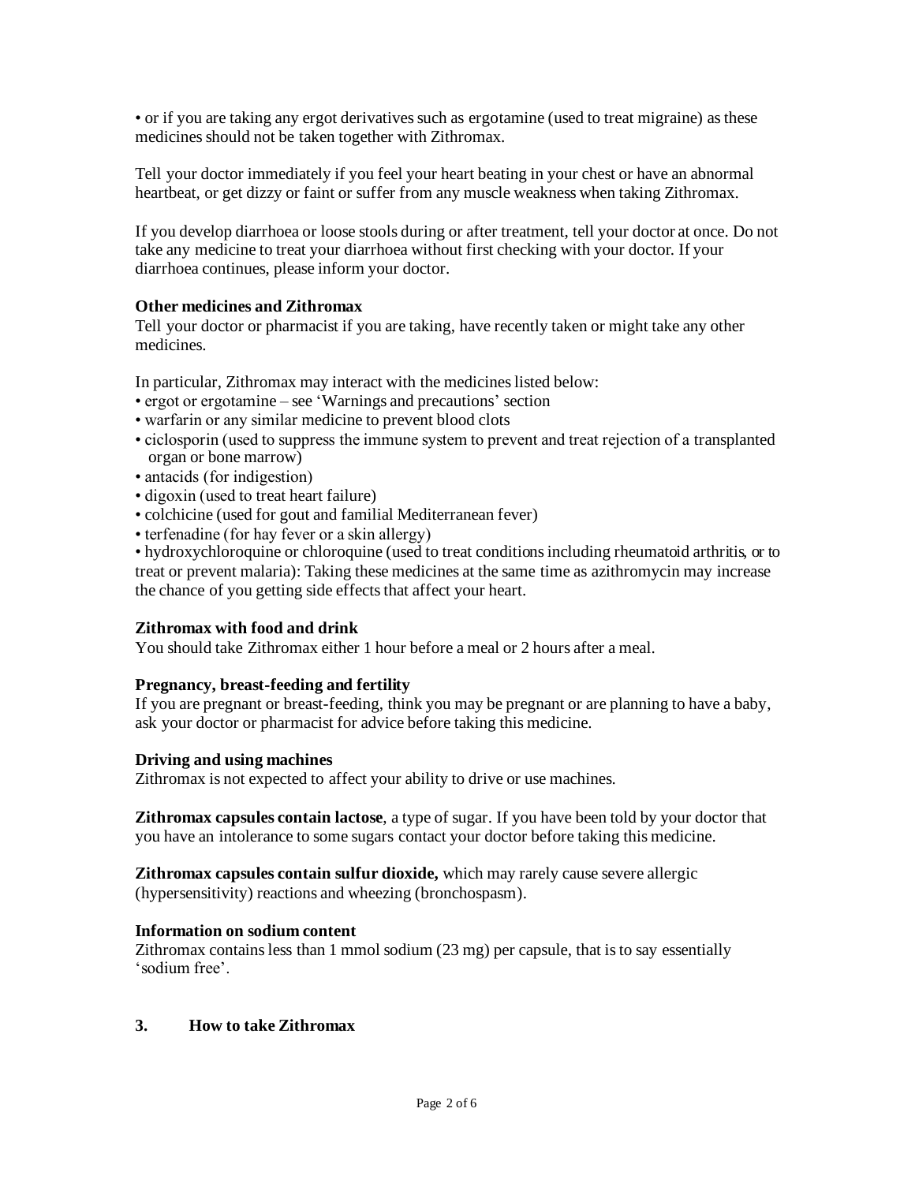• or if you are taking any ergot derivatives such as ergotamine (used to treat migraine) as these medicines should not be taken together with Zithromax.

Tell your doctor immediately if you feel your heart beating in your chest or have an abnormal heartbeat, or get dizzy or faint or suffer from any muscle weakness when taking Zithromax.

If you develop diarrhoea or loose stools during or after treatment, tell your doctor at once. Do not take any medicine to treat your diarrhoea without first checking with your doctor. If your diarrhoea continues, please inform your doctor.

**Other medicines and Zithromax**

Tell your doctor or pharmacist if you are taking, have recently taken or might take any other medicines.

In particular, Zithromax may interact with the medicines listed below:

- ergot or ergotamine – see 'Warnings and precautions' section
- warfarin or any similar medicine to prevent blood clots
- ciclosporin (used to suppress the immune system to prevent and treat rejection of a transplanted organ or bone marrow)
- antacids (for indigestion)
- digoxin (used to treat heart failure)
- colchicine (used for gout and familial Mediterranean fever)
- terfenadine (for hay fever or a skin allergy)
- hydroxychloroquine or chloroquine (used to treat conditions including rheumatoid arthritis, or to treat or prevent malaria): Taking these medicines at the same time as azithromycin may increase the chance of you getting side effects that affect your heart.

**Zithromax with food and drink**

You should take Zithromax either 1 hour before a meal or 2 hours after a meal.

**Pregnancy, breast-feeding and fertility**

If you are pregnant or breast-feeding, think you may be pregnant or are planning to have a baby, ask your doctor or pharmacist for advice before taking this medicine.

**Driving and using machines**

Zithromax is not expected to affect your ability to drive or use machines.

**Zithromax capsules contain lactose**, a type of sugar. If you have been told by your doctor that you have an intolerance to some sugars contact your doctor before taking this medicine.

**Zithromax capsules contain sulfur dioxide,** which may rarely cause severe allergic (hypersensitivity) reactions and wheezing (bronchospasm).

**Information on sodium content**

Zithromax contains less than 1 mmol sodium (23 mg) per capsule, that is to say essentially 'sodium free'.

## 3. How to take Zithromax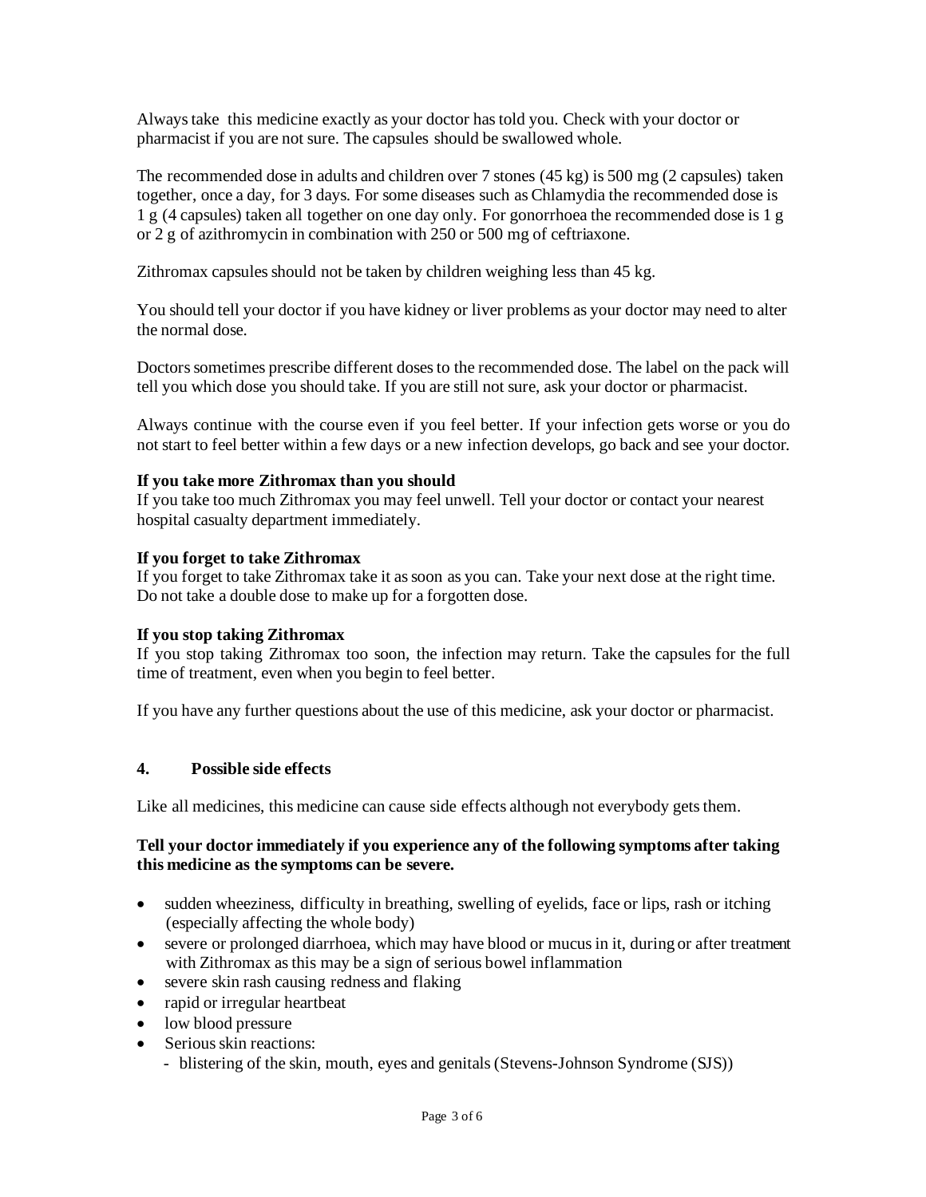Always take this medicine exactly as your doctor has told you. Check with your doctor or pharmacist if you are not sure. The capsules should be swallowed whole.

The recommended dose in adults and children over 7 stones (45 kg) is 500 mg (2 capsules) taken together, once a day, for 3 days. For some diseases such as Chlamydia the recommended dose is 1 g (4 capsules) taken all together on one day only. For gonorrhoea the recommended dose is 1 g or 2 g of azithromycin in combination with 250 or 500 mg of ceftriaxone.

Zithromax capsules should not be taken by children weighing less than 45 kg.

You should tell your doctor if you have kidney or liver problems as your doctor may need to alter the normal dose.

Doctors sometimes prescribe different doses to the recommended dose. The label on the pack will tell you which dose you should take. If you are still not sure, ask your doctor or pharmacist.

Always continue with the course even if you feel better. If your infection gets worse or you do not start to feel better within a few days or a new infection develops, go back and see your doctor.

**If you take more Zithromax than you should**
If you take too much Zithromax you may feel unwell. Tell your doctor or contact your nearest hospital casualty department immediately.

**If you forget to take Zithromax**
If you forget to take Zithromax take it as soon as you can. Take your next dose at the right time. Do not take a double dose to make up for a forgotten dose.

**If you stop taking Zithromax**
If you stop taking Zithromax too soon, the infection may return. Take the capsules for the full time of treatment, even when you begin to feel better.

If you have any further questions about the use of this medicine, ask your doctor or pharmacist.

## 4. Possible side effects

Like all medicines, this medicine can cause side effects although not everybody gets them.

**Tell your doctor immediately if you experience any of the following symptoms after taking this medicine as the symptoms can be severe.**

- sudden wheeziness, difficulty in breathing, swelling of eyelids, face or lips, rash or itching (especially affecting the whole body)
- severe or prolonged diarrhoea, which may have blood or mucus in it, during or after treatment with Zithromax as this may be a sign of serious bowel inflammation
- severe skin rash causing redness and flaking
- rapid or irregular heartbeat
- low blood pressure
- Serious skin reactions:
  - blistering of the skin, mouth, eyes and genitals (Stevens-Johnson Syndrome (SJS))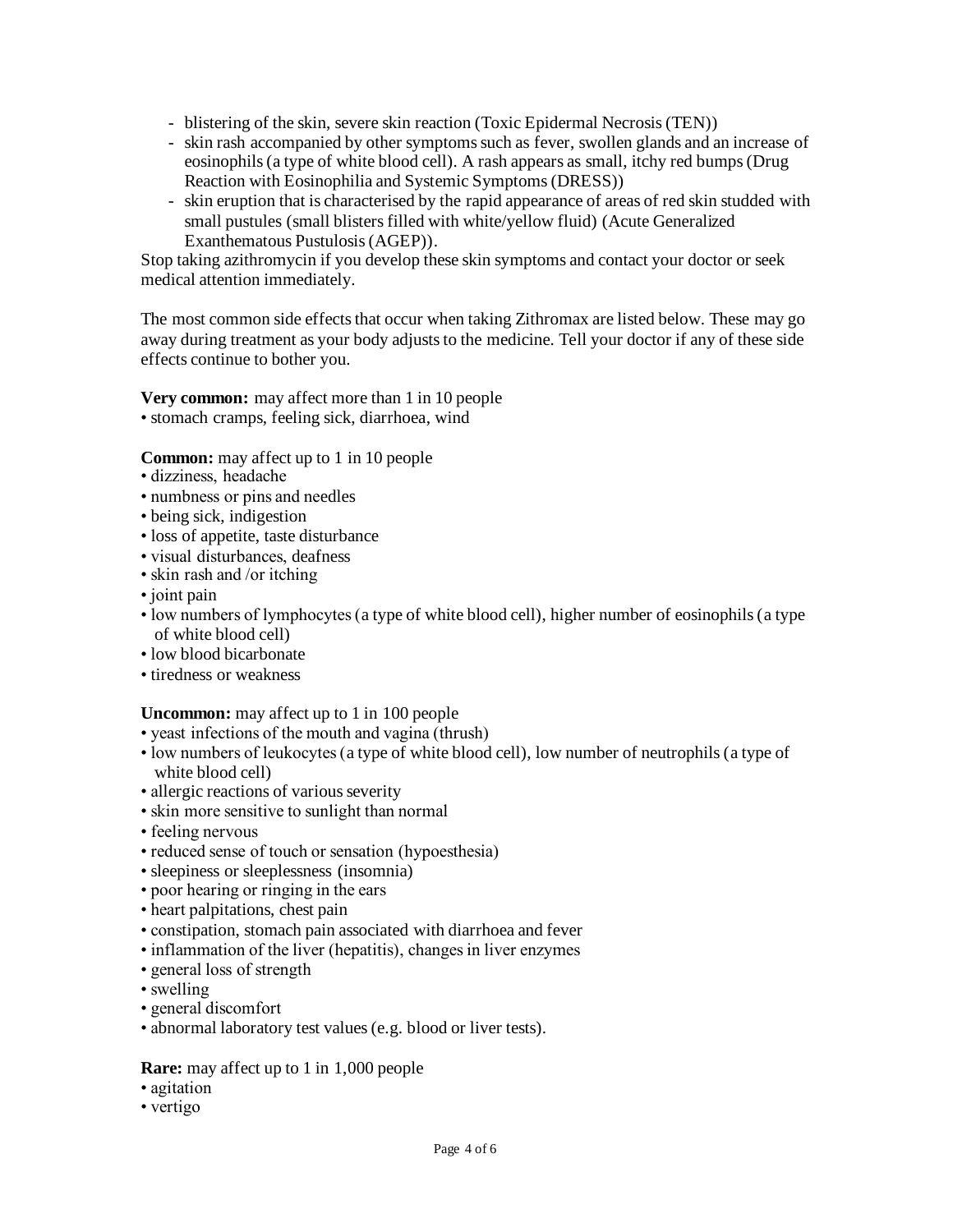- blistering of the skin, severe skin reaction (Toxic Epidermal Necrosis (TEN))
- skin rash accompanied by other symptoms such as fever, swollen glands and an increase of eosinophils (a type of white blood cell). A rash appears as small, itchy red bumps (Drug Reaction with Eosinophilia and Systemic Symptoms (DRESS))
- skin eruption that is characterised by the rapid appearance of areas of red skin studded with small pustules (small blisters filled with white/yellow fluid) (Acute Generalized Exanthematous Pustulosis (AGEP)).

Stop taking azithromycin if you develop these skin symptoms and contact your doctor or seek medical attention immediately.

The most common side effects that occur when taking Zithromax are listed below. These may go away during treatment as your body adjusts to the medicine. Tell your doctor if any of these side effects continue to bother you.

**Very common:** may affect more than 1 in 10 people
- stomach cramps, feeling sick, diarrhoea, wind

**Common:** may affect up to 1 in 10 people
- dizziness, headache
- numbness or pins and needles
- being sick, indigestion
- loss of appetite, taste disturbance
- visual disturbances, deafness
- skin rash and /or itching
- joint pain
- low numbers of lymphocytes (a type of white blood cell), higher number of eosinophils (a type of white blood cell)
- low blood bicarbonate
- tiredness or weakness

**Uncommon:** may affect up to 1 in 100 people
- yeast infections of the mouth and vagina (thrush)
- low numbers of leukocytes (a type of white blood cell), low number of neutrophils (a type of white blood cell)
- allergic reactions of various severity
- skin more sensitive to sunlight than normal
- feeling nervous
- reduced sense of touch or sensation (hypoesthesia)
- sleepiness or sleeplessness (insomnia)
- poor hearing or ringing in the ears
- heart palpitations, chest pain
- constipation, stomach pain associated with diarrhoea and fever
- inflammation of the liver (hepatitis), changes in liver enzymes
- general loss of strength
- swelling
- general discomfort
- abnormal laboratory test values (e.g. blood or liver tests).

**Rare:** may affect up to 1 in 1,000 people
- agitation
- vertigo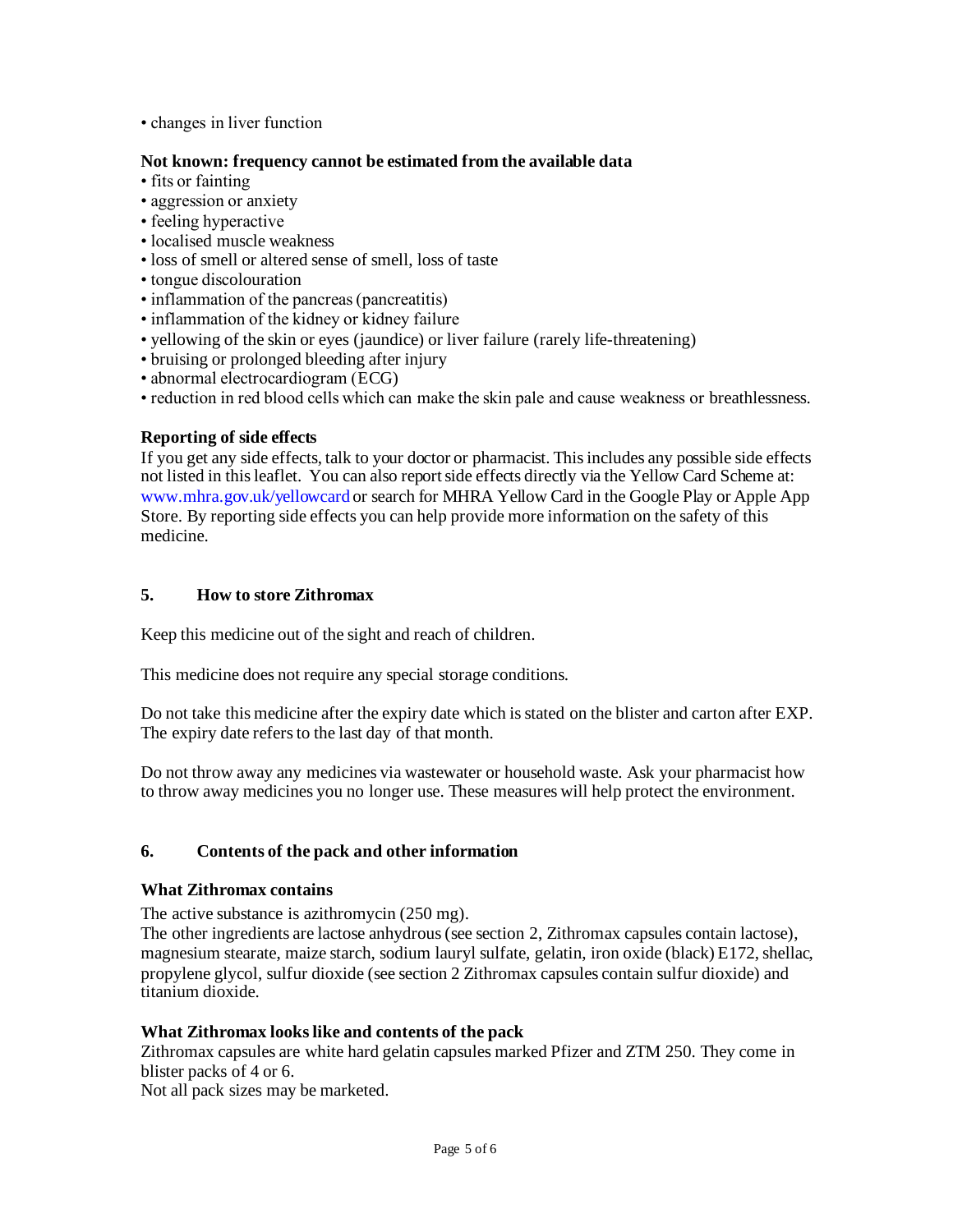- changes in liver function

**Not known: frequency cannot be estimated from the available data**

- fits or fainting
- aggression or anxiety
- feeling hyperactive
- localised muscle weakness
- loss of smell or altered sense of smell, loss of taste
- tongue discolouration
- inflammation of the pancreas (pancreatitis)
- inflammation of the kidney or kidney failure
- yellowing of the skin or eyes (jaundice) or liver failure (rarely life-threatening)
- bruising or prolonged bleeding after injury
- abnormal electrocardiogram (ECG)
- reduction in red blood cells which can make the skin pale and cause weakness or breathlessness.

**Reporting of side effects**

If you get any side effects, talk to your doctor or pharmacist. This includes any possible side effects not listed in this leaflet. You can also report side effects directly via the Yellow Card Scheme at: www.mhra.gov.uk/yellowcard or search for MHRA Yellow Card in the Google Play or Apple App Store. By reporting side effects you can help provide more information on the safety of this medicine.

## 5. How to store Zithromax

Keep this medicine out of the sight and reach of children.

This medicine does not require any special storage conditions.

Do not take this medicine after the expiry date which is stated on the blister and carton after EXP. The expiry date refers to the last day of that month.

Do not throw away any medicines via wastewater or household waste. Ask your pharmacist how to throw away medicines you no longer use. These measures will help protect the environment.

## 6. Contents of the pack and other information

**What Zithromax contains**

The active substance is azithromycin (250 mg).

The other ingredients are lactose anhydrous (see section 2, Zithromax capsules contain lactose), magnesium stearate, maize starch, sodium lauryl sulfate, gelatin, iron oxide (black) E172, shellac, propylene glycol, sulfur dioxide (see section 2 Zithromax capsules contain sulfur dioxide) and titanium dioxide.

**What Zithromax looks like and contents of the pack**

Zithromax capsules are white hard gelatin capsules marked Pfizer and ZTM 250. They come in blister packs of 4 or 6.

Not all pack sizes may be marketed.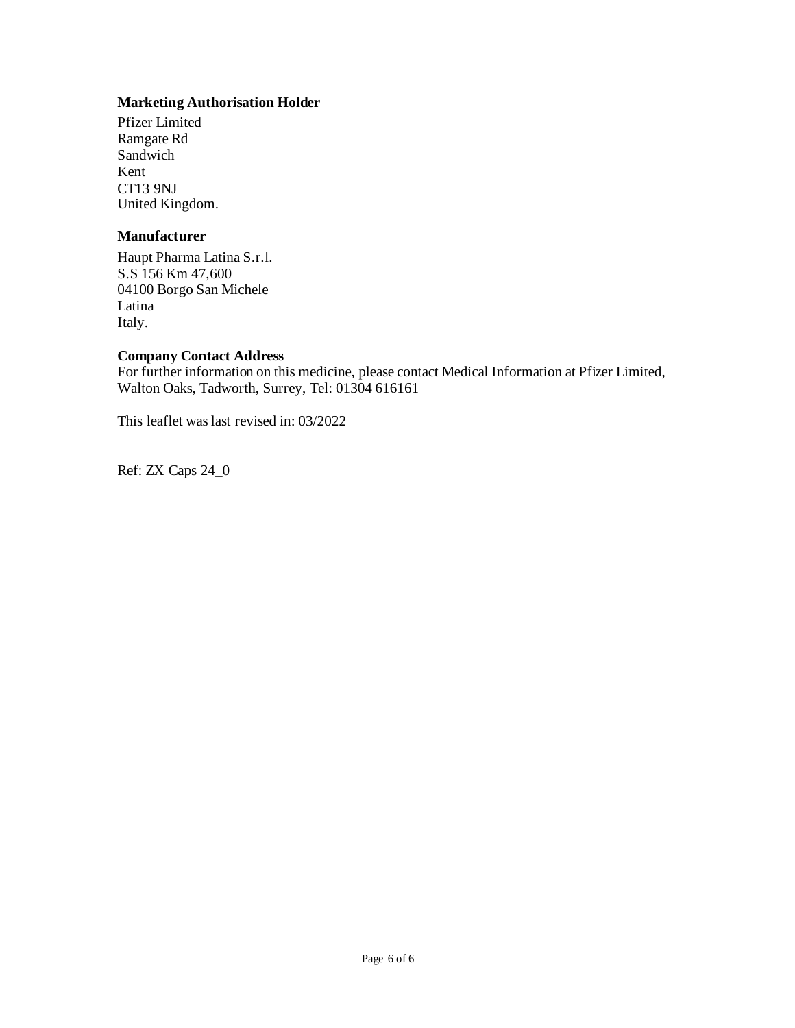**Marketing Authorisation Holder**

Pfizer Limited
Ramgate Rd
Sandwich
Kent
CT13 9NJ
United Kingdom.

**Manufacturer**

Haupt Pharma Latina S.r.l.
S.S 156 Km 47,600
04100 Borgo San Michele
Latina
Italy.

**Company Contact Address**
For further information on this medicine, please contact Medical Information at Pfizer Limited, Walton Oaks, Tadworth, Surrey, Tel: 01304 616161

This leaflet was last revised in: 03/2022

Ref: ZX Caps 24_0